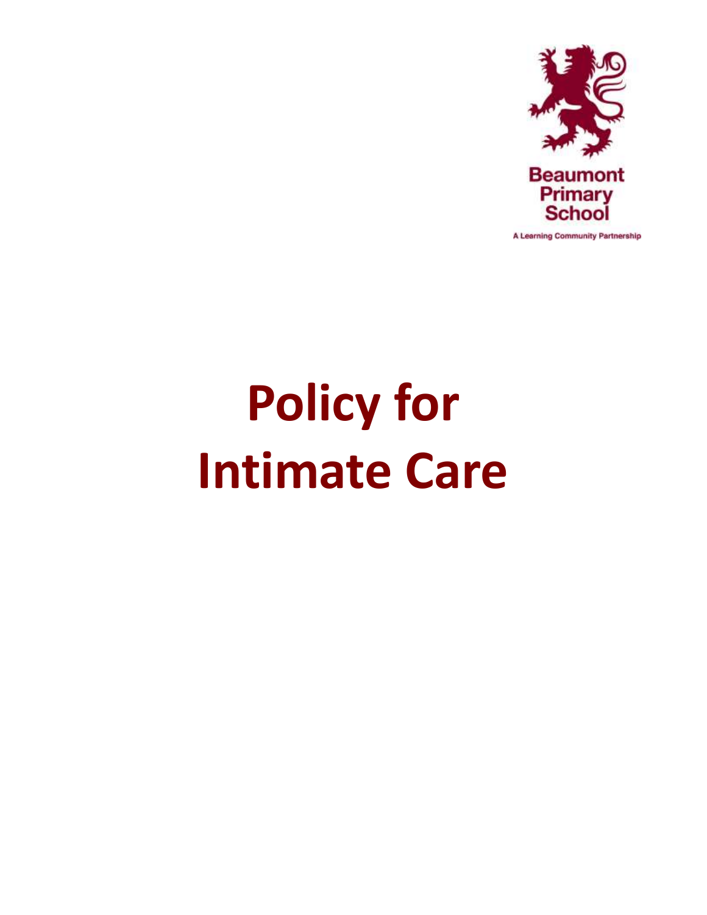Beaumont Primary School

A Learning Community Partnership

# Policy for Intimate Care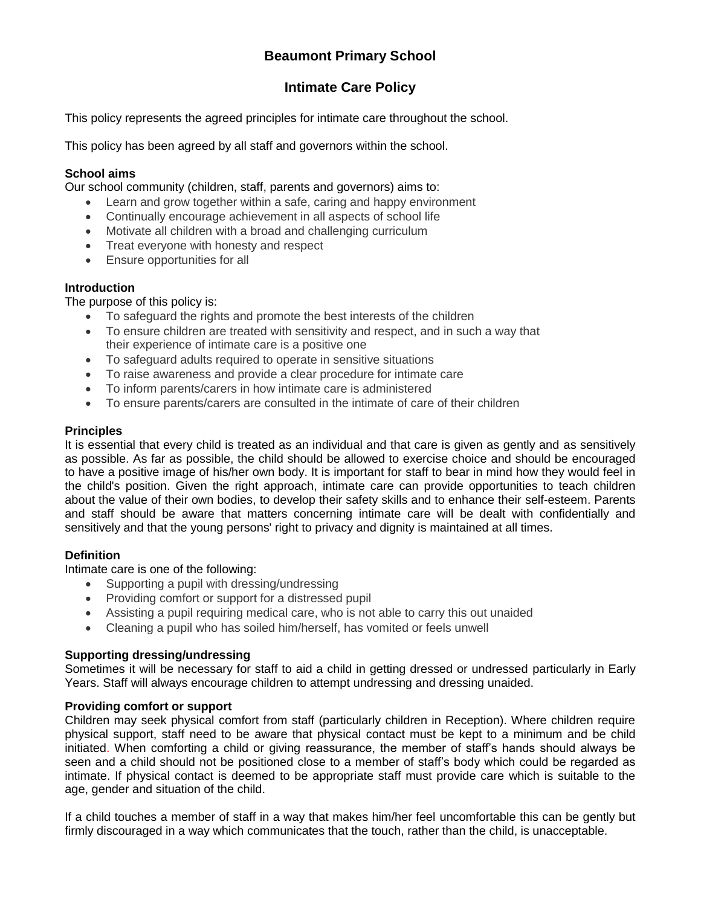# Beaumont Primary School

## Intimate Care Policy

This policy represents the agreed principles for intimate care throughout the school.

This policy has been agreed by all staff and governors within the school.

**School aims**
Our school community (children, staff, parents and governors) aims to:

- Learn and grow together within a safe, caring and happy environment
- Continually encourage achievement in all aspects of school life
- Motivate all children with a broad and challenging curriculum
- Treat everyone with honesty and respect
- Ensure opportunities for all

**Introduction**
The purpose of this policy is:

- To safeguard the rights and promote the best interests of the children
- To ensure children are treated with sensitivity and respect, and in such a way that their experience of intimate care is a positive one
- To safeguard adults required to operate in sensitive situations
- To raise awareness and provide a clear procedure for intimate care
- To inform parents/carers in how intimate care is administered
- To ensure parents/carers are consulted in the intimate of care of their children

**Principles**
It is essential that every child is treated as an individual and that care is given as gently and as sensitively as possible. As far as possible, the child should be allowed to exercise choice and should be encouraged to have a positive image of his/her own body. It is important for staff to bear in mind how they would feel in the child's position. Given the right approach, intimate care can provide opportunities to teach children about the value of their own bodies, to develop their safety skills and to enhance their self-esteem. Parents and staff should be aware that matters concerning intimate care will be dealt with confidentially and sensitively and that the young persons' right to privacy and dignity is maintained at all times.

**Definition**
Intimate care is one of the following:

- Supporting a pupil with dressing/undressing
- Providing comfort or support for a distressed pupil
- Assisting a pupil requiring medical care, who is not able to carry this out unaided
- Cleaning a pupil who has soiled him/herself, has vomited or feels unwell

**Supporting dressing/undressing**
Sometimes it will be necessary for staff to aid a child in getting dressed or undressed particularly in Early Years. Staff will always encourage children to attempt undressing and dressing unaided.

**Providing comfort or support**
Children may seek physical comfort from staff (particularly children in Reception). Where children require physical support, staff need to be aware that physical contact must be kept to a minimum and be child initiated. When comforting a child or giving reassurance, the member of staff's hands should always be seen and a child should not be positioned close to a member of staff's body which could be regarded as intimate. If physical contact is deemed to be appropriate staff must provide care which is suitable to the age, gender and situation of the child.

If a child touches a member of staff in a way that makes him/her feel uncomfortable this can be gently but firmly discouraged in a way which communicates that the touch, rather than the child, is unacceptable.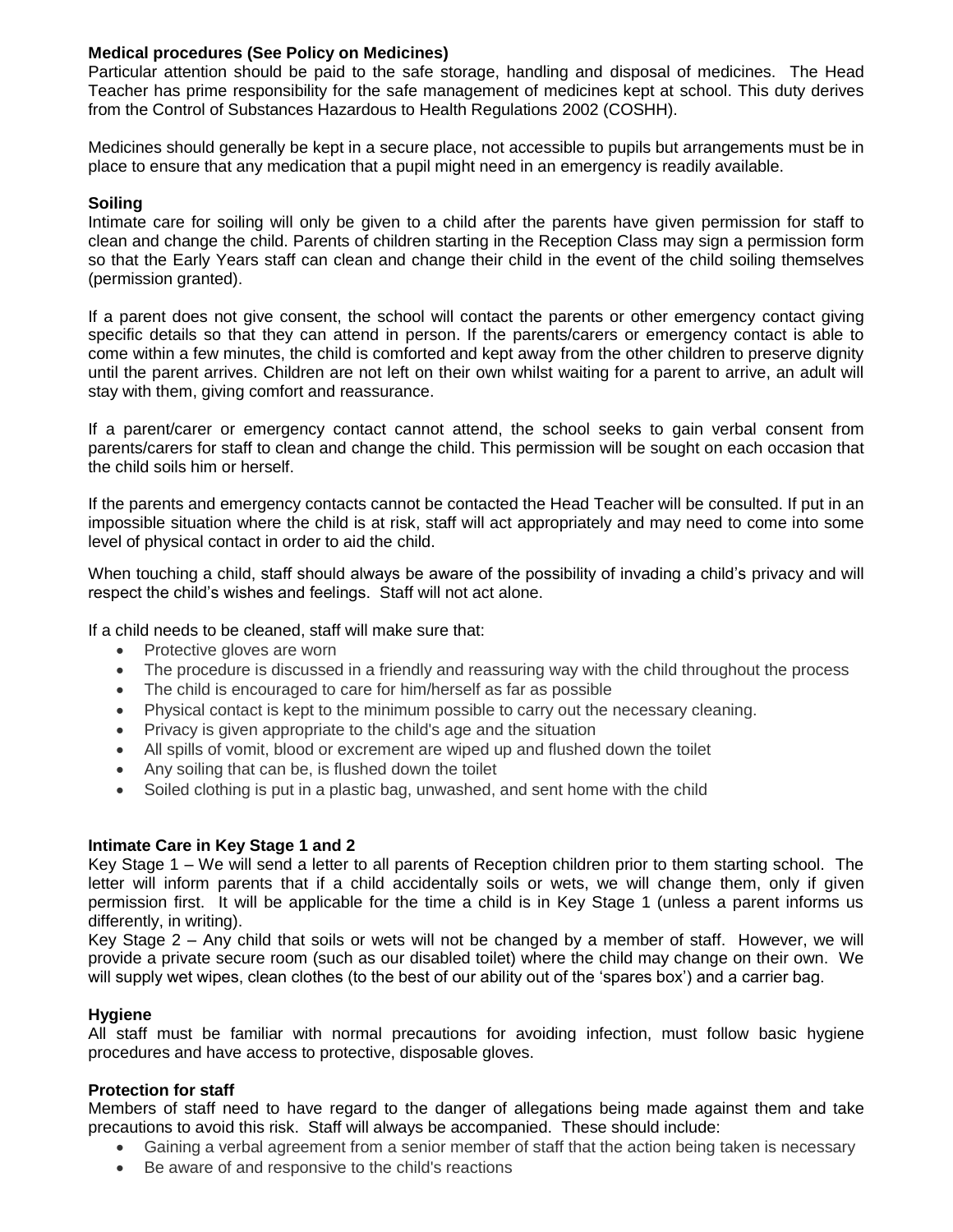**Medical procedures (See Policy on Medicines)**

Particular attention should be paid to the safe storage, handling and disposal of medicines. The Head Teacher has prime responsibility for the safe management of medicines kept at school. This duty derives from the Control of Substances Hazardous to Health Regulations 2002 (COSHH).

Medicines should generally be kept in a secure place, not accessible to pupils but arrangements must be in place to ensure that any medication that a pupil might need in an emergency is readily available.

**Soiling**

Intimate care for soiling will only be given to a child after the parents have given permission for staff to clean and change the child. Parents of children starting in the Reception Class may sign a permission form so that the Early Years staff can clean and change their child in the event of the child soiling themselves (permission granted).

If a parent does not give consent, the school will contact the parents or other emergency contact giving specific details so that they can attend in person. If the parents/carers or emergency contact is able to come within a few minutes, the child is comforted and kept away from the other children to preserve dignity until the parent arrives. Children are not left on their own whilst waiting for a parent to arrive, an adult will stay with them, giving comfort and reassurance.

If a parent/carer or emergency contact cannot attend, the school seeks to gain verbal consent from parents/carers for staff to clean and change the child. This permission will be sought on each occasion that the child soils him or herself.

If the parents and emergency contacts cannot be contacted the Head Teacher will be consulted. If put in an impossible situation where the child is at risk, staff will act appropriately and may need to come into some level of physical contact in order to aid the child.

When touching a child, staff should always be aware of the possibility of invading a child's privacy and will respect the child's wishes and feelings. Staff will not act alone.

If a child needs to be cleaned, staff will make sure that:

- Protective gloves are worn
- The procedure is discussed in a friendly and reassuring way with the child throughout the process
- The child is encouraged to care for him/herself as far as possible
- Physical contact is kept to the minimum possible to carry out the necessary cleaning.
- Privacy is given appropriate to the child's age and the situation
- All spills of vomit, blood or excrement are wiped up and flushed down the toilet
- Any soiling that can be, is flushed down the toilet
- Soiled clothing is put in a plastic bag, unwashed, and sent home with the child

**Intimate Care in Key Stage 1 and 2**

Key Stage 1 – We will send a letter to all parents of Reception children prior to them starting school. The letter will inform parents that if a child accidentally soils or wets, we will change them, only if given permission first. It will be applicable for the time a child is in Key Stage 1 (unless a parent informs us differently, in writing).

Key Stage 2 – Any child that soils or wets will not be changed by a member of staff. However, we will provide a private secure room (such as our disabled toilet) where the child may change on their own. We will supply wet wipes, clean clothes (to the best of our ability out of the 'spares box') and a carrier bag.

**Hygiene**

All staff must be familiar with normal precautions for avoiding infection, must follow basic hygiene procedures and have access to protective, disposable gloves.

**Protection for staff**

Members of staff need to have regard to the danger of allegations being made against them and take precautions to avoid this risk. Staff will always be accompanied. These should include:

- Gaining a verbal agreement from a senior member of staff that the action being taken is necessary
- Be aware of and responsive to the child's reactions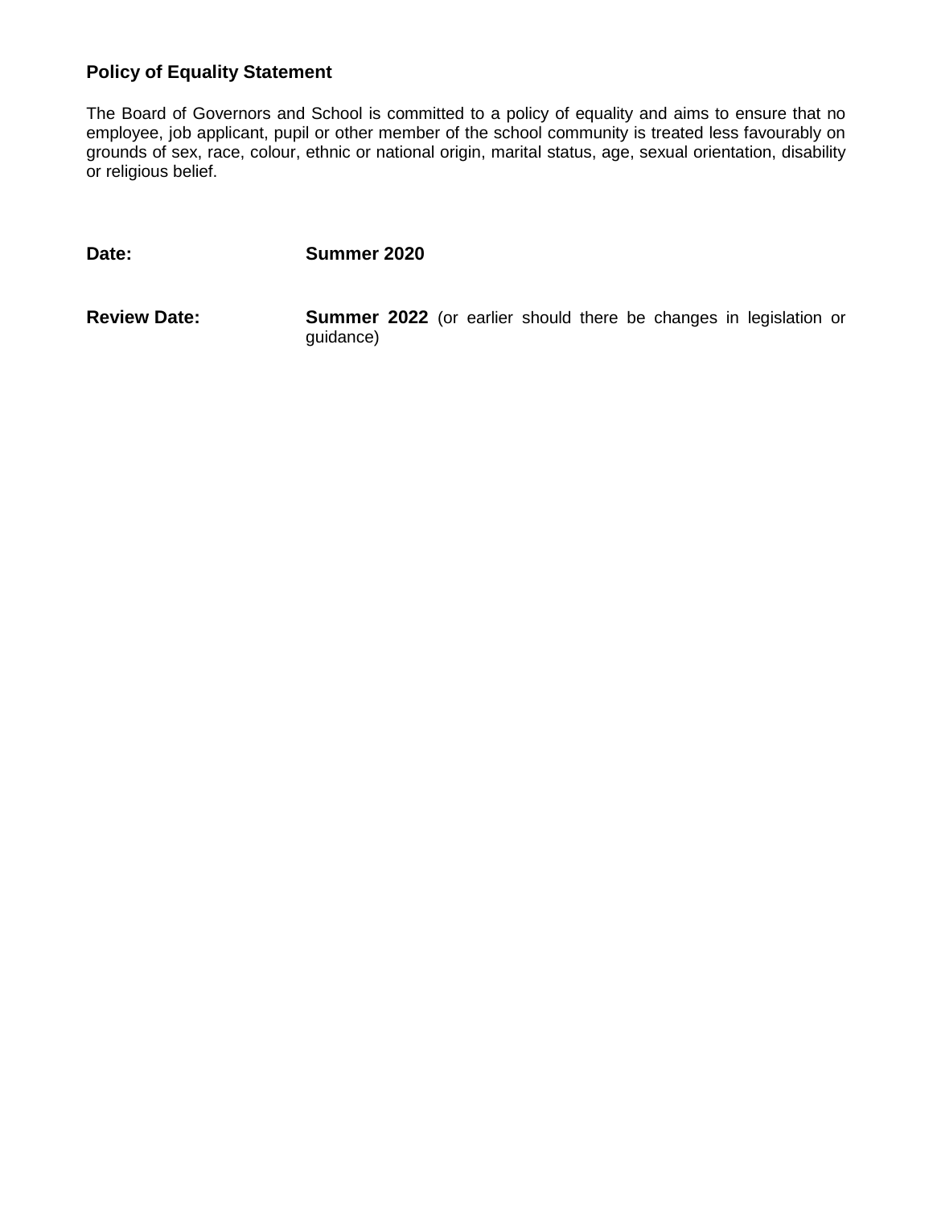**Policy of Equality Statement**

The Board of Governors and School is committed to a policy of equality and aims to ensure that no employee, job applicant, pupil or other member of the school community is treated less favourably on grounds of sex, race, colour, ethnic or national origin, marital status, age, sexual orientation, disability or religious belief.

**Date:** **Summer 2020**

**Review Date:** **Summer 2022** (or earlier should there be changes in legislation or guidance)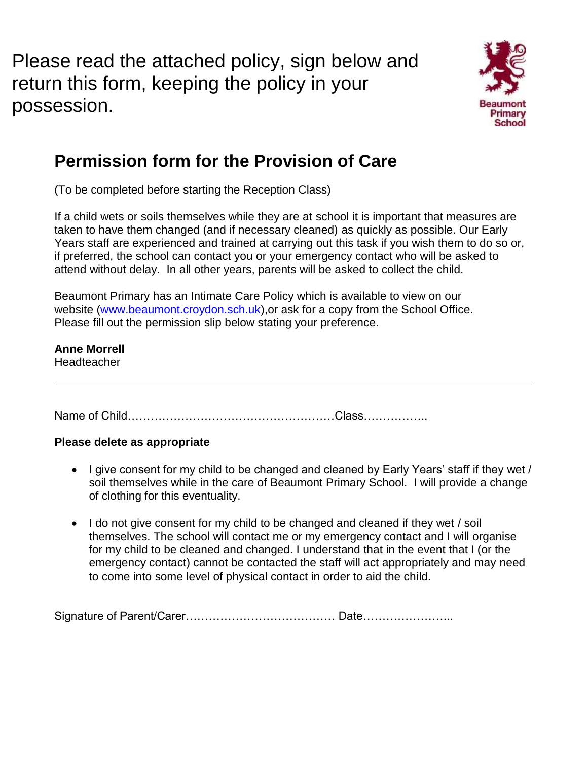Please read the attached policy, sign below and return this form, keeping the policy in your possession.

Beaumont Primary School

## Permission form for the Provision of Care

(To be completed before starting the Reception Class)

If a child wets or soils themselves while they are at school it is important that measures are taken to have them changed (and if necessary cleaned) as quickly as possible. Our Early Years staff are experienced and trained at carrying out this task if you wish them to do so or, if preferred, the school can contact you or your emergency contact who will be asked to attend without delay. In all other years, parents will be asked to collect the child.

Beaumont Primary has an Intimate Care Policy which is available to view on our website (www.beaumont.croydon.sch.uk),or ask for a copy from the School Office. Please fill out the permission slip below stating your preference.

**Anne Morrell**
Headteacher

---

Name of Child………………………………………………Class……………..

**Please delete as appropriate**

- I give consent for my child to be changed and cleaned by Early Years' staff if they wet / soil themselves while in the care of Beaumont Primary School. I will provide a change of clothing for this eventuality.

- I do not give consent for my child to be changed and cleaned if they wet / soil themselves. The school will contact me or my emergency contact and I will organise for my child to be cleaned and changed. I understand that in the event that I (or the emergency contact) cannot be contacted the staff will act appropriately and may need to come into some level of physical contact in order to aid the child.

Signature of Parent/Carer………………………………… Date…………………..